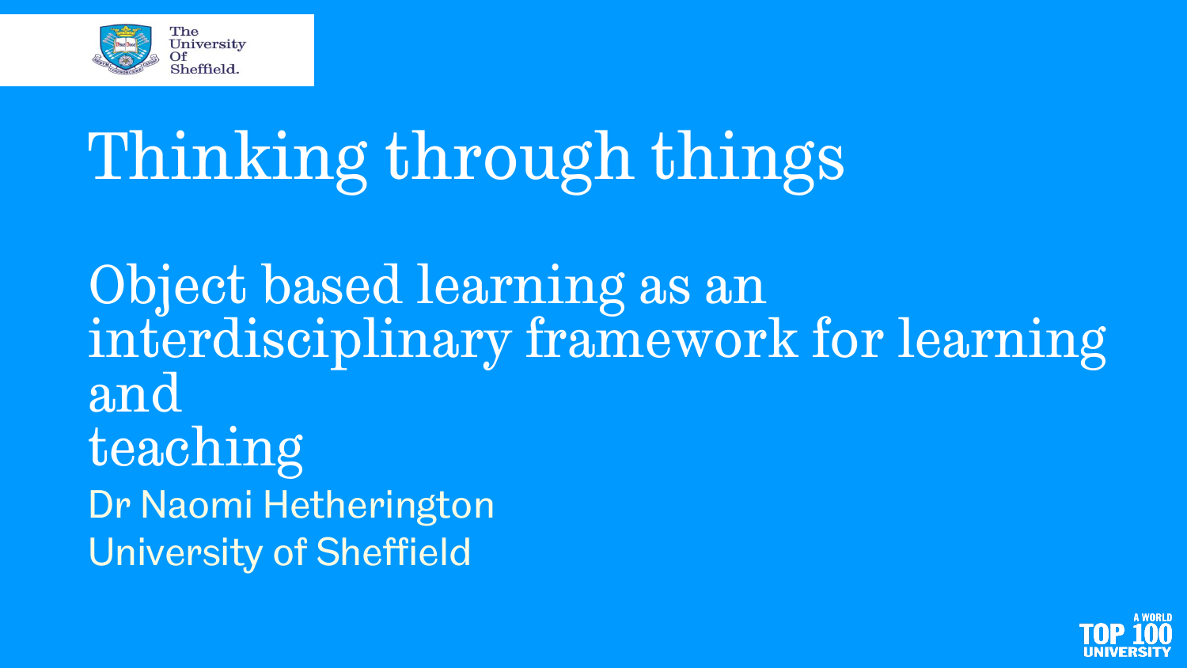# Thinking through things

## Object based learning as an interdisciplinary framework for learning and teaching

Dr Naomi Hetherington

University of Sheffield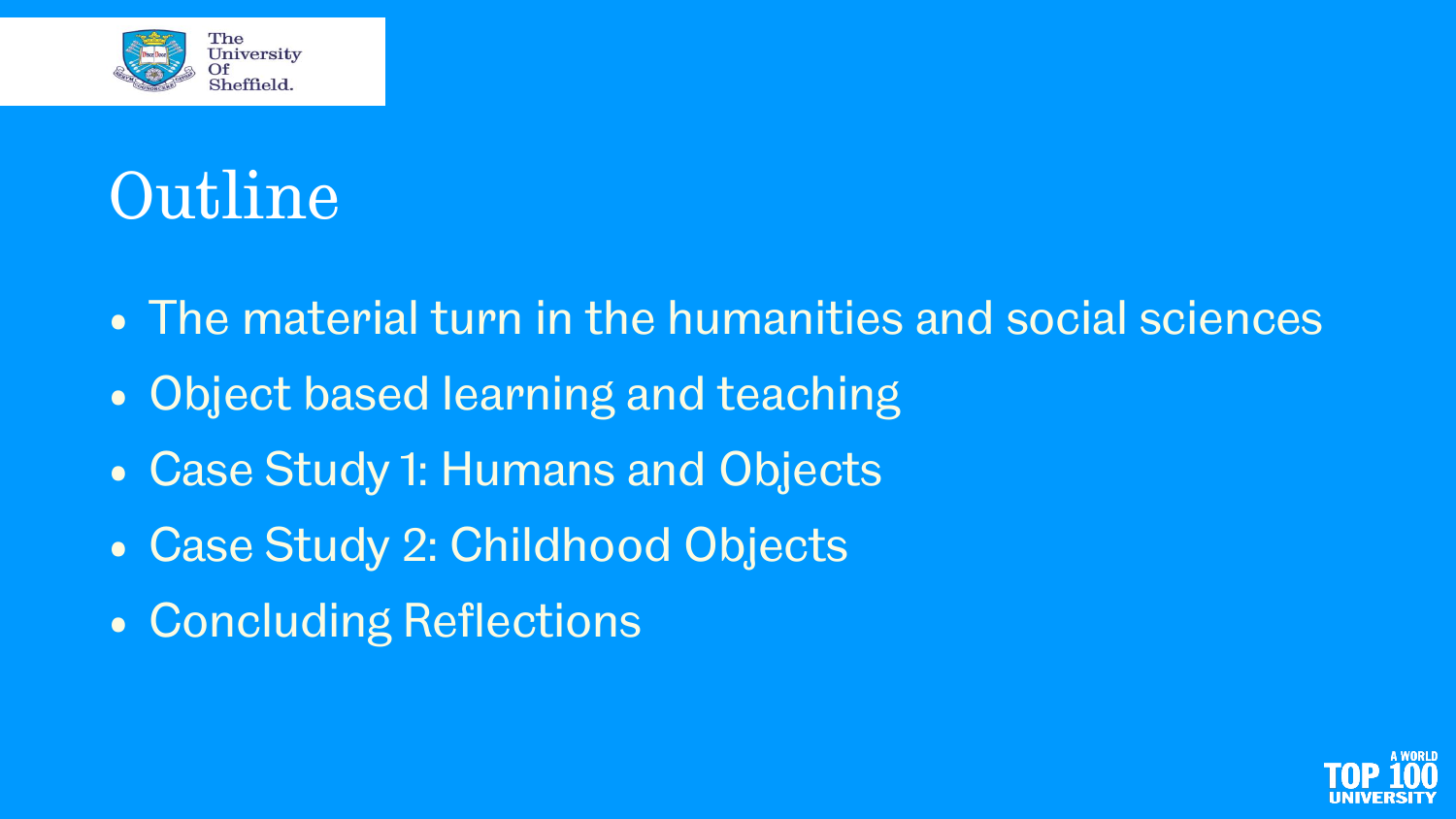# Outline

- The material turn in the humanities and social sciences
- Object based learning and teaching
- Case Study 1: Humans and Objects
- Case Study 2: Childhood Objects
- Concluding Reflections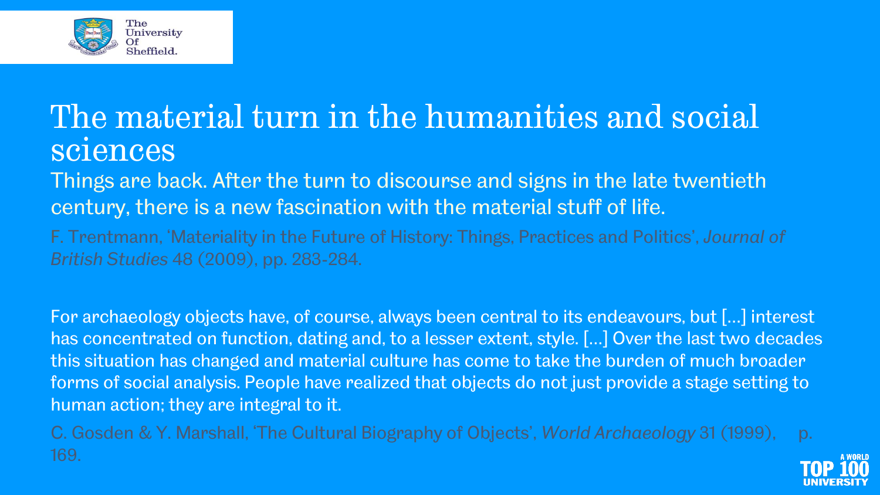# The material turn in the humanities and social sciences

Things are back. After the turn to discourse and signs in the late twentieth century, there is a new fascination with the material stuff of life.

F. Trentmann, 'Materiality in the Future of History: Things, Practices and Politics', *Journal of British Studies* 48 (2009), pp. 283-284.

For archaeology objects have, of course, always been central to its endeavours, but [...] interest has concentrated on function, dating and, to a lesser extent, style. [...] Over the last two decades this situation has changed and material culture has come to take the burden of much broader forms of social analysis. People have realized that objects do not just provide a stage setting to human action; they are integral to it.

C. Gosden & Y. Marshall, 'The Cultural Biography of Objects', *World Archaeology* 31 (1999), p. 169.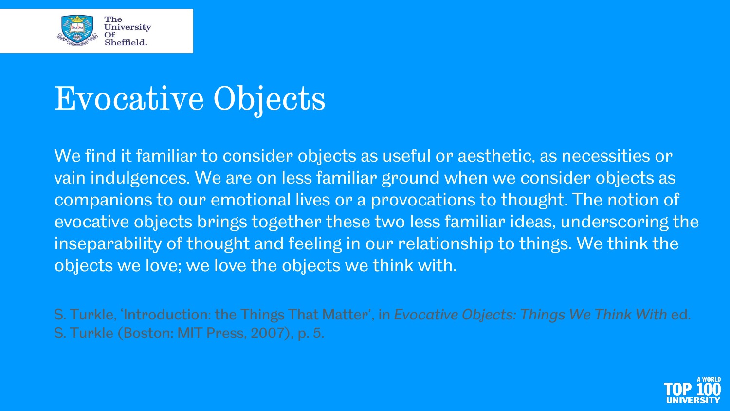# Evocative Objects

We find it familiar to consider objects as useful or aesthetic, as necessities or vain indulgences. We are on less familiar ground when we consider objects as companions to our emotional lives or a provocations to thought. The notion of evocative objects brings together these two less familiar ideas, underscoring the inseparability of thought and feeling in our relationship to things. We think the objects we love; we love the objects we think with.

S. Turkle, 'Introduction: the Things That Matter', in *Evocative Objects: Things We Think With* ed. S. Turkle (Boston: MIT Press, 2007), p. 5.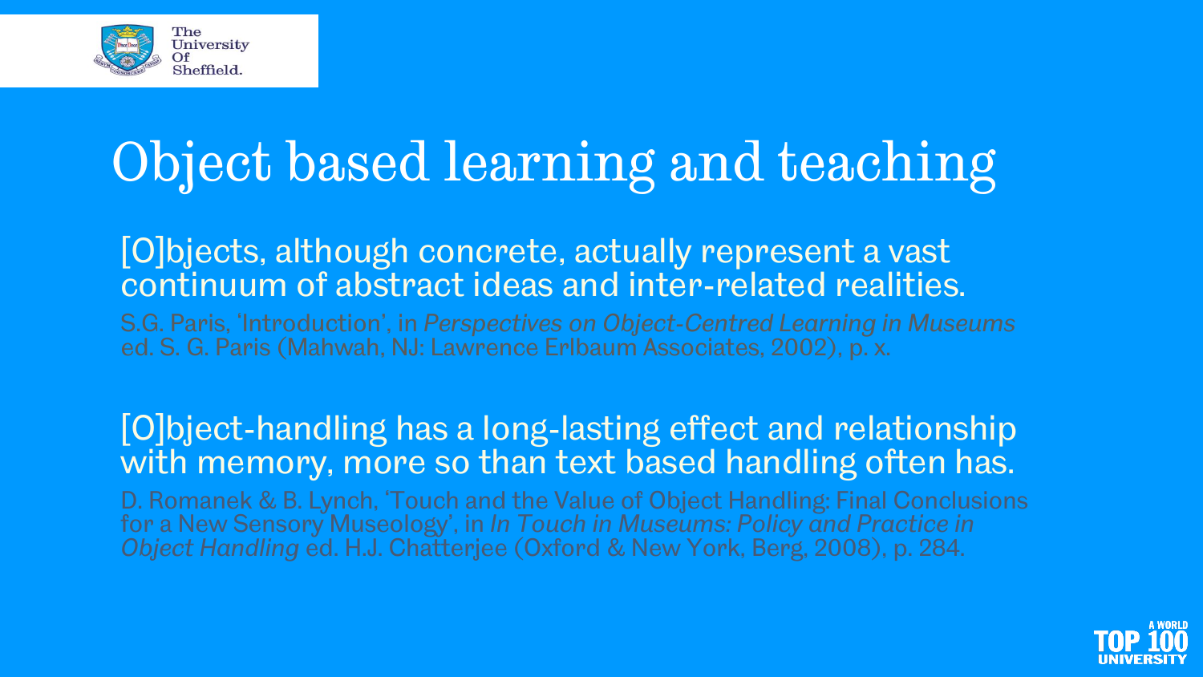# Object based learning and teaching

[O]bjects, although concrete, actually represent a vast continuum of abstract ideas and inter-related realities.

S.G. Paris, 'Introduction', in *Perspectives on Object-Centred Learning in Museums* ed. S. G. Paris (Mahwah, NJ: Lawrence Erlbaum Associates, 2002), p. x.

[O]bject-handling has a long-lasting effect and relationship with memory, more so than text based handling often has.

D. Romanek & B. Lynch, 'Touch and the Value of Object Handling: Final Conclusions for a New Sensory Museology', in *In Touch in Museums: Policy and Practice in Object Handling* ed. H.J. Chatterjee (Oxford & New York, Berg, 2008), p. 284.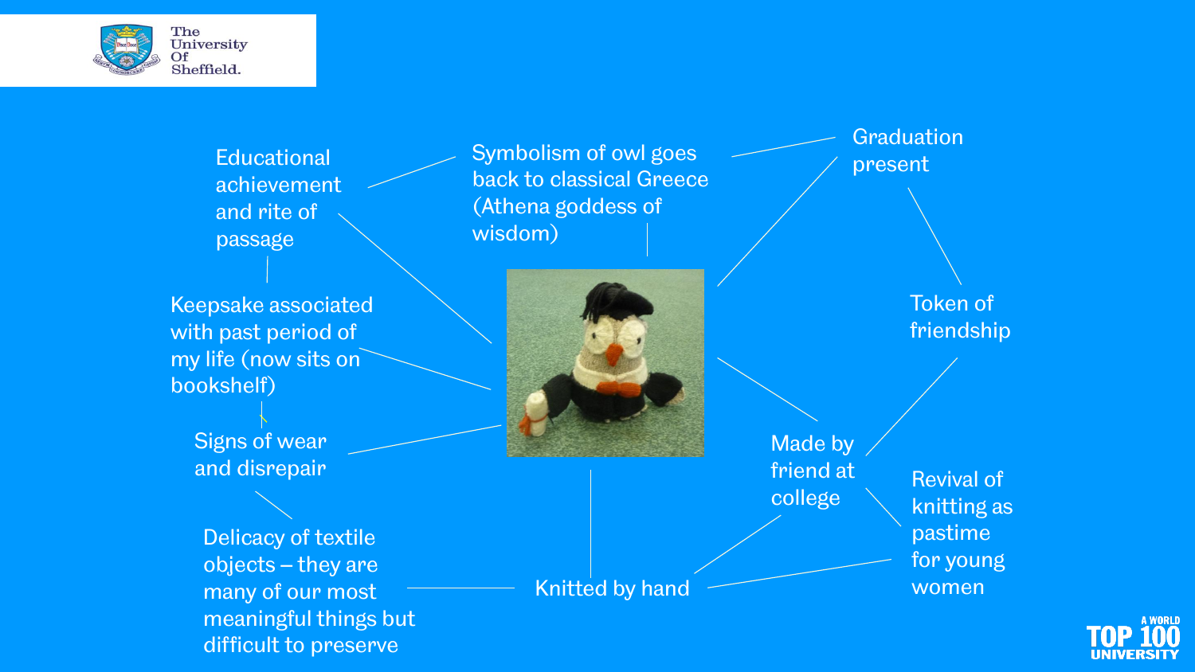Educational achievement and rite of passage

Symbolism of owl goes back to classical Greece (Athena goddess of wisdom)

Graduation present

Keepsake associated with past period of my life (now sits on bookshelf)

Token of friendship

Signs of wear and disrepair

Made by friend at college

Revival of knitting as pastime for young women

Delicacy of textile objects – they are many of our most meaningful things but difficult to preserve

Knitted by hand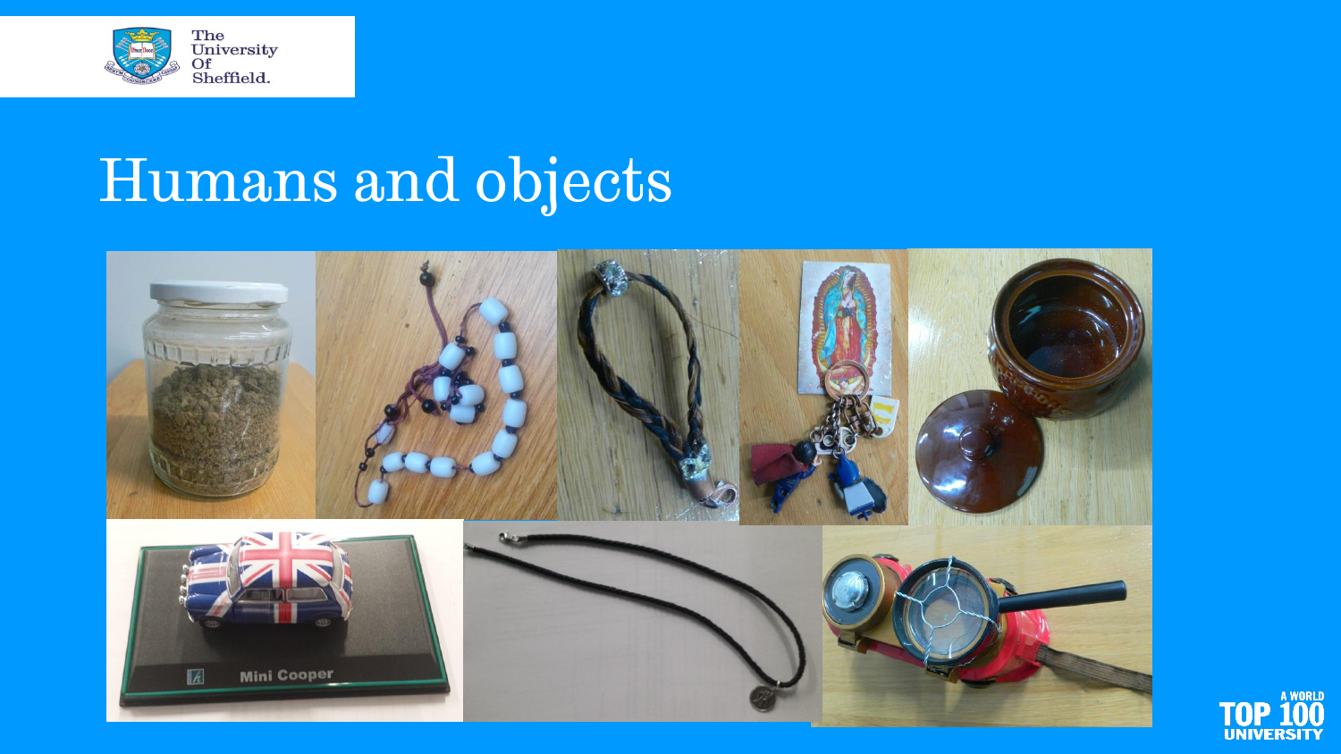# Humans and objects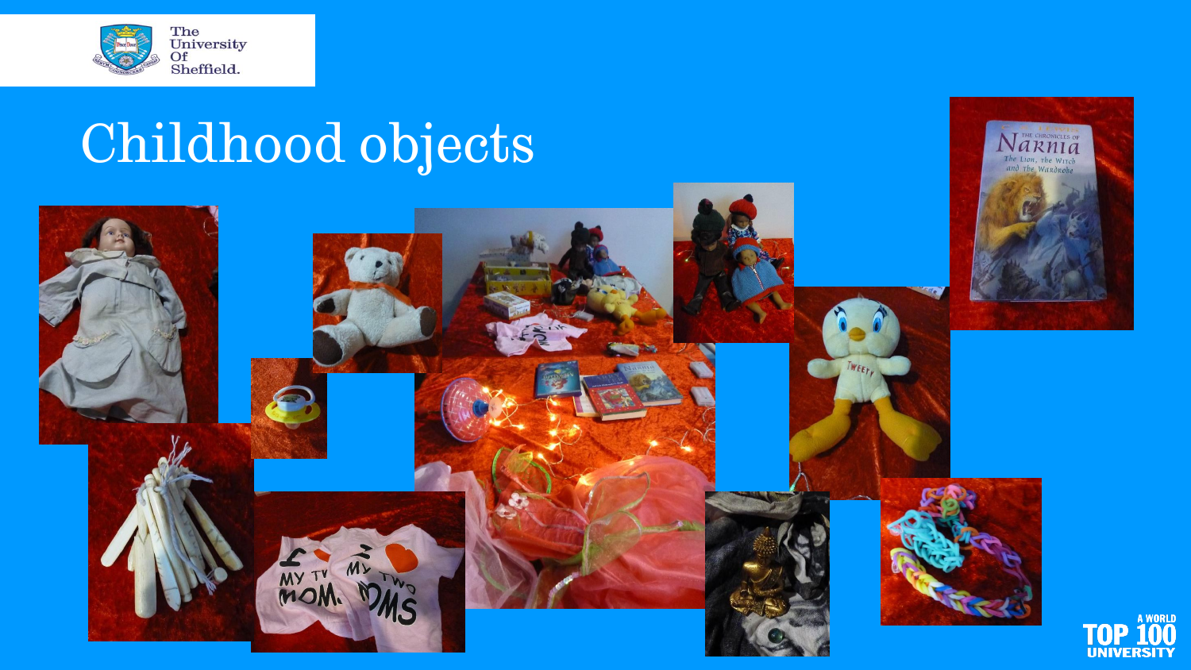# Childhood objects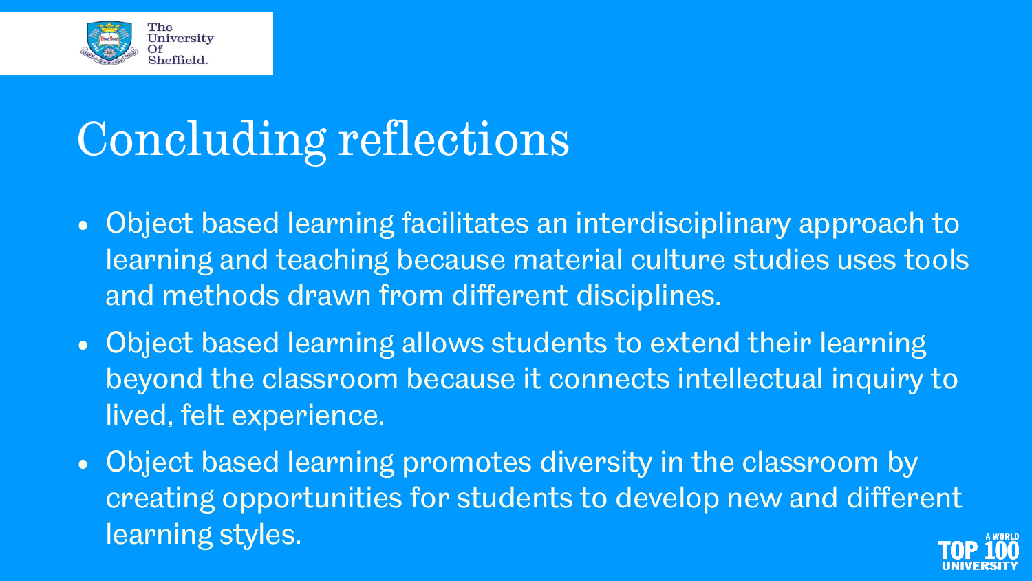# Concluding reflections

- Object based learning facilitates an interdisciplinary approach to learning and teaching because material culture studies uses tools and methods drawn from different disciplines.
- Object based learning allows students to extend their learning beyond the classroom because it connects intellectual inquiry to lived, felt experience.
- Object based learning promotes diversity in the classroom by creating opportunities for students to develop new and different learning styles.